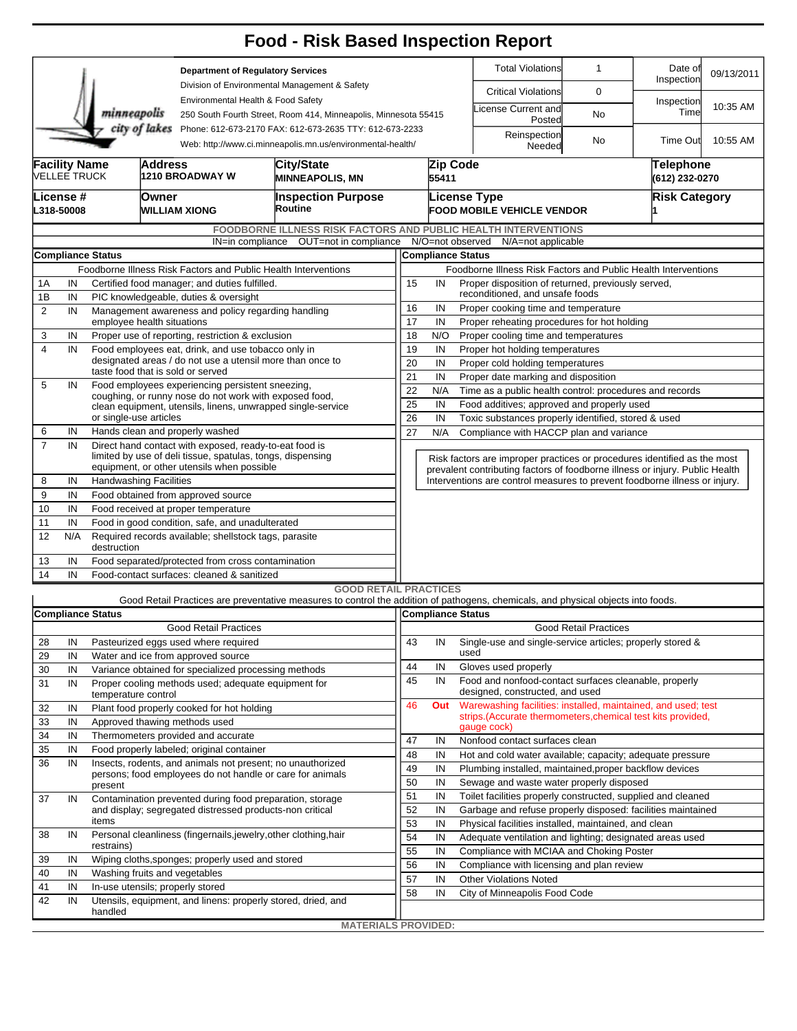# Food - Risk Based Inspection Report

minneapolis city of lakes

**Department of Regulatory Services**
Division of Environmental Management & Safety
Environmental Health & Food Safety
250 South Fourth Street, Room 414, Minneapolis, Minnesota 55415
Phone: 612-673-2170 FAX: 612-673-2635 TTY: 612-673-2233
Web: http://www.ci.minneapolis.mn.us/environmental-health/

| | | | |
|---|---|---|---|
| Total Violations | 1 | Date of Inspection | 09/13/2011 |
| Critical Violations | 0 | | |
| License Current and Posted | No | Inspection Time | 10:35 AM |
| Reinspection Needed | No | Time Out | 10:55 AM |

| Facility Name | Address | City/State | Zip Code | Telephone |
|---|---|---|---|---|
| VELLEE TRUCK | 1210 BROADWAY W | MINNEAPOLIS, MN | 55411 | (612) 232-0270 |

| License # | Owner | Inspection Purpose | License Type | Risk Category |
|---|---|---|---|---|
| L318-50008 | WILLIAM XIONG | Routine | FOOD MOBILE VEHICLE VENDOR | 1 |

## FOODBORNE ILLNESS RISK FACTORS AND PUBLIC HEALTH INTERVENTIONS

IN=in compliance OUT=not in compliance N/O=not observed N/A=not applicable

**Compliance Status** — Foodborne Illness Risk Factors and Public Health Interventions

| # | Status | Item |
|---|---|---|
| 1A | IN | Certified food manager; and duties fulfilled. |
| 1B | IN | PIC knowledgeable, duties & oversight |
| 2 | IN | Management awareness and policy regarding handling employee health situations |
| 3 | IN | Proper use of reporting, restriction & exclusion |
| 4 | IN | Food employees eat, drink, and use tobacco only in designated areas / do not use a utensil more than once to taste food that is sold or served |
| 5 | IN | Food employees experiencing persistent sneezing, coughing, or runny nose do not work with exposed food, clean equipment, utensils, linens, unwrapped single-service or single-use articles |
| 6 | IN | Hands clean and properly washed |
| 7 | IN | Direct hand contact with exposed, ready-to-eat food is limited by use of deli tissue, spatulas, tongs, dispensing equipment, or other utensils when possible |
| 8 | IN | Handwashing Facilities |
| 9 | IN | Food obtained from approved source |
| 10 | IN | Food received at proper temperature |
| 11 | IN | Food in good condition, safe, and unadulterated |
| 12 | N/A | Required records available; shellstock tags, parasite destruction |
| 13 | IN | Food separated/protected from cross contamination |
| 14 | IN | Food-contact surfaces: cleaned & sanitized |
| 15 | IN | Proper disposition of returned, previously served, reconditioned, and unsafe foods |
| 16 | IN | Proper cooking time and temperature |
| 17 | IN | Proper reheating procedures for hot holding |
| 18 | N/O | Proper cooling time and temperatures |
| 19 | IN | Proper hot holding temperatures |
| 20 | IN | Proper cold holding temperatures |
| 21 | IN | Proper date marking and disposition |
| 22 | N/A | Time as a public health control: procedures and records |
| 25 | IN | Food additives; approved and properly used |
| 26 | IN | Toxic substances properly identified, stored & used |
| 27 | N/A | Compliance with HACCP plan and variance |

Risk factors are improper practices or procedures identified as the most prevalent contributing factors of foodborne illness or injury. Public Health Interventions are control measures to prevent foodborne illness or injury.

## GOOD RETAIL PRACTICES

Good Retail Practices are preventative measures to control the addition of pathogens, chemicals, and physical objects into foods.

**Compliance Status** — Good Retail Practices

| # | Status | Item |
|---|---|---|
| 28 | IN | Pasteurized eggs used where required |
| 29 | IN | Water and ice from approved source |
| 30 | IN | Variance obtained for specialized processing methods |
| 31 | IN | Proper cooling methods used; adequate equipment for temperature control |
| 32 | IN | Plant food properly cooked for hot holding |
| 33 | IN | Approved thawing methods used |
| 34 | IN | Thermometers provided and accurate |
| 35 | IN | Food properly labeled; original container |
| 36 | IN | Insects, rodents, and animals not present; no unauthorized persons; food employees do not handle or care for animals present |
| 37 | IN | Contamination prevented during food preparation, storage and display; segregated distressed products-non critical items |
| 38 | IN | Personal cleanliness (fingernails,jewelry,other clothing,hair restrains) |
| 39 | IN | Wiping cloths,sponges; properly used and stored |
| 40 | IN | Washing fruits and vegetables |
| 41 | IN | In-use utensils; properly stored |
| 42 | IN | Utensils, equipment, and linens: properly stored, dried, and handled |
| 43 | IN | Single-use and single-service articles; properly stored & used |
| 44 | IN | Gloves used properly |
| 45 | IN | Food and nonfood-contact surfaces cleanable, properly designed, constructed, and used |
| 46 | Out | Warewashing facilities: installed, maintained, and used; test strips.(Accurate thermometers,chemical test kits provided, gauge cock) |
| 47 | IN | Nonfood contact surfaces clean |
| 48 | IN | Hot and cold water available; capacity; adequate pressure |
| 49 | IN | Plumbing installed, maintained,proper backflow devices |
| 50 | IN | Sewage and waste water properly disposed |
| 51 | IN | Toilet facilities properly constructed, supplied and cleaned |
| 52 | IN | Garbage and refuse properly disposed: facilities maintained |
| 53 | IN | Physical facilities installed, maintained, and clean |
| 54 | IN | Adequate ventilation and lighting; designated areas used |
| 55 | IN | Compliance with MCIAA and Choking Poster |
| 56 | IN | Compliance with licensing and plan review |
| 57 | IN | Other Violations Noted |
| 58 | IN | City of Minneapolis Food Code |

**MATERIALS PROVIDED:**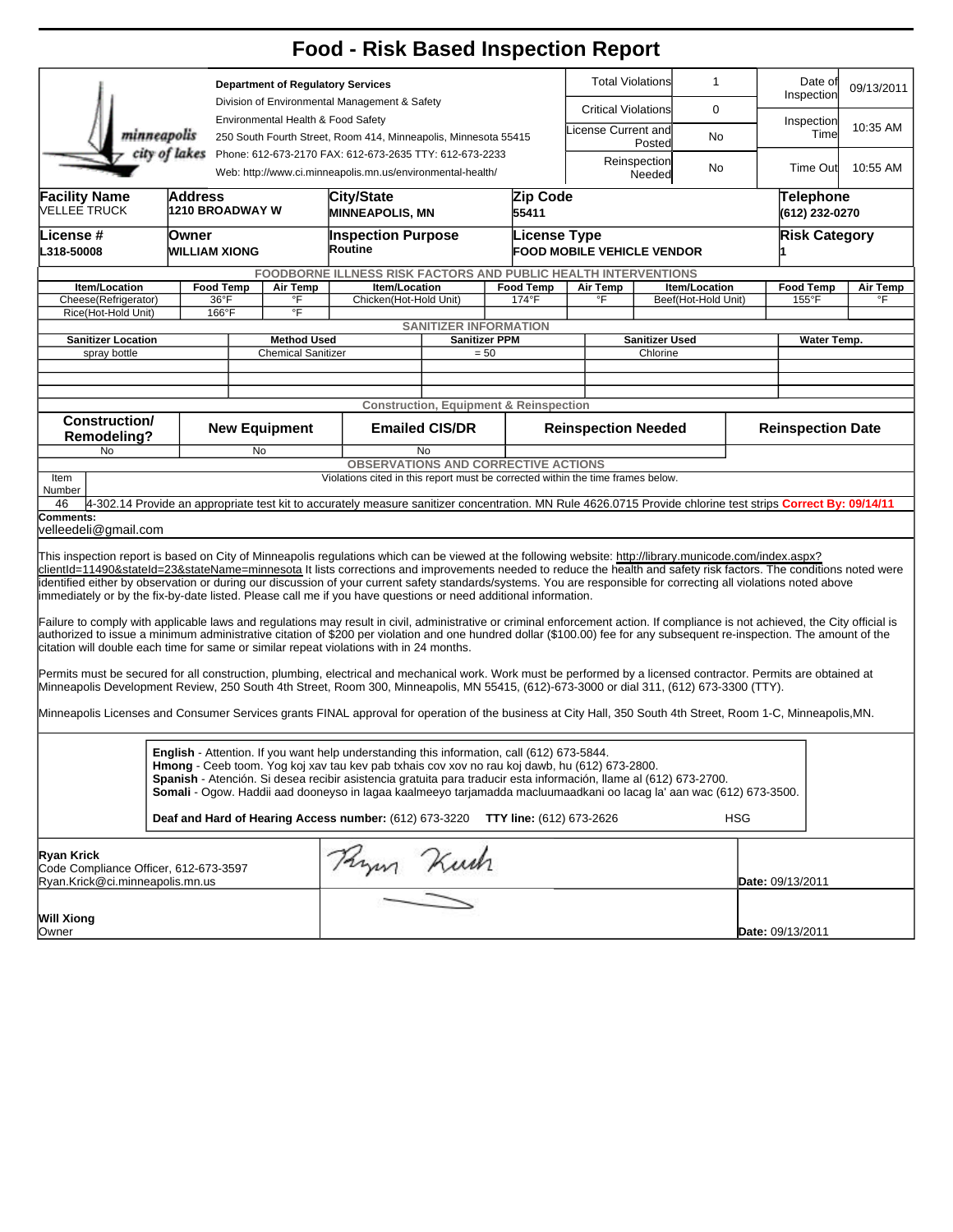# Food - Risk Based Inspection Report

| | | | |
|---|---|---|---|
| **Department of Regulatory Services**<br>Division of Environmental Management & Safety<br>Environmental Health & Food Safety<br>250 South Fourth Street, Room 414, Minneapolis, Minnesota 55415<br>Phone: 612-673-2170 FAX: 612-673-2635 TTY: 612-673-2233<br>Web: http://www.ci.minneapolis.mn.us/environmental-health/ | Total Violations: 1<br>Critical Violations: 0<br>License Current and Posted: No<br>Reinspection Needed: No | Date of Inspection: 09/13/2011<br>Inspection Time: 10:35 AM<br>Time Out: 10:55 AM | |

| Facility Name | Address | City/State | Zip Code | Telephone |
|---|---|---|---|---|
| VELLEE TRUCK | 1210 BROADWAY W | MINNEAPOLIS, MN | 55411 | (612) 232-0270 |
| **License #** | **Owner** | **Inspection Purpose** | **License Type** | **Risk Category** |
| L318-50008 | WILLIAM XIONG | Routine | FOOD MOBILE VEHICLE VENDOR | 1 |

### FOODBORNE ILLNESS RISK FACTORS AND PUBLIC HEALTH INTERVENTIONS

| Item/Location | Food Temp | Air Temp | Item/Location | Food Temp | Air Temp | Item/Location | Food Temp | Air Temp |
|---|---|---|---|---|---|---|---|---|
| Cheese(Refrigerator) | 36°F | °F | Chicken(Hot-Hold Unit) | 174°F | °F | Beef(Hot-Hold Unit) | 155°F | °F |
| Rice(Hot-Hold Unit) | 166°F | °F | | | | | | |

### SANITIZER INFORMATION

| Sanitizer Location | Method Used | Sanitizer PPM | Sanitizer Used | Water Temp. |
|---|---|---|---|---|
| spray bottle | Chemical Sanitizer | = 50 | Chlorine | |

### Construction, Equipment & Reinspection

| Construction/ Remodeling? | New Equipment | Emailed CIS/DR | Reinspection Needed | Reinspection Date |
|---|---|---|---|---|
| No | No | No | | |

### OBSERVATIONS AND CORRECTIVE ACTIONS

| Item Number | Violations cited in this report must be corrected within the time frames below. |
|---|---|
| 46 | 4-302.14 Provide an appropriate test kit to accurately measure sanitizer concentration. MN Rule 4626.0715 Provide chlorine test strips **Correct By: 09/14/11** |

**Comments:**
velleedeli@gmail.com

This inspection report is based on City of Minneapolis regulations which can be viewed at the following website: http://library.municode.com/index.aspx?clientId=11490&stateId=23&stateName=minnesota It lists corrections and improvements needed to reduce the health and safety risk factors. The conditions noted were identified either by observation or during our discussion of your current safety standards/systems. You are responsible for correcting all violations noted above immediately or by the fix-by-date listed. Please call me if you have questions or need additional information.

Failure to comply with applicable laws and regulations may result in civil, administrative or criminal enforcement action. If compliance is not achieved, the City official is authorized to issue a minimum administrative citation of $200 per violation and one hundred dollar ($100.00) fee for any subsequent re-inspection. The amount of the citation will double each time for same or similar repeat violations with in 24 months.

Permits must be secured for all construction, plumbing, electrical and mechanical work. Work must be performed by a licensed contractor. Permits are obtained at Minneapolis Development Review, 250 South 4th Street, Room 300, Minneapolis, MN 55415, (612)-673-3000 or dial 311, (612) 673-3300 (TTY).

Minneapolis Licenses and Consumer Services grants FINAL approval for operation of the business at City Hall, 350 South 4th Street, Room 1-C, Minneapolis,MN.

**English** - Attention. If you want help understanding this information, call (612) 673-5844.
**Hmong** - Ceeb toom. Yog koj xav tau kev pab txhais cov xov no rau koj dawb, hu (612) 673-2800.
**Spanish** - Atención. Si desea recibir asistencia gratuita para traducir esta información, llame al (612) 673-2700.
**Somali** - Ogow. Haddii aad dooneyso in lagaa kaalmeeyo tarjamadda macluumaadkani oo lacag la' aan wac (612) 673-3500.

**Deaf and Hard of Hearing Access number:** (612) 673-3220 **TTY line:** (612) 673-2626 HSG

**Ryan Krick**
Code Compliance Officer, 612-673-3597
Ryan.Krick@ci.minneapolis.mn.us
**Date:** 09/13/2011

**Will Xiong**
Owner
**Date:** 09/13/2011